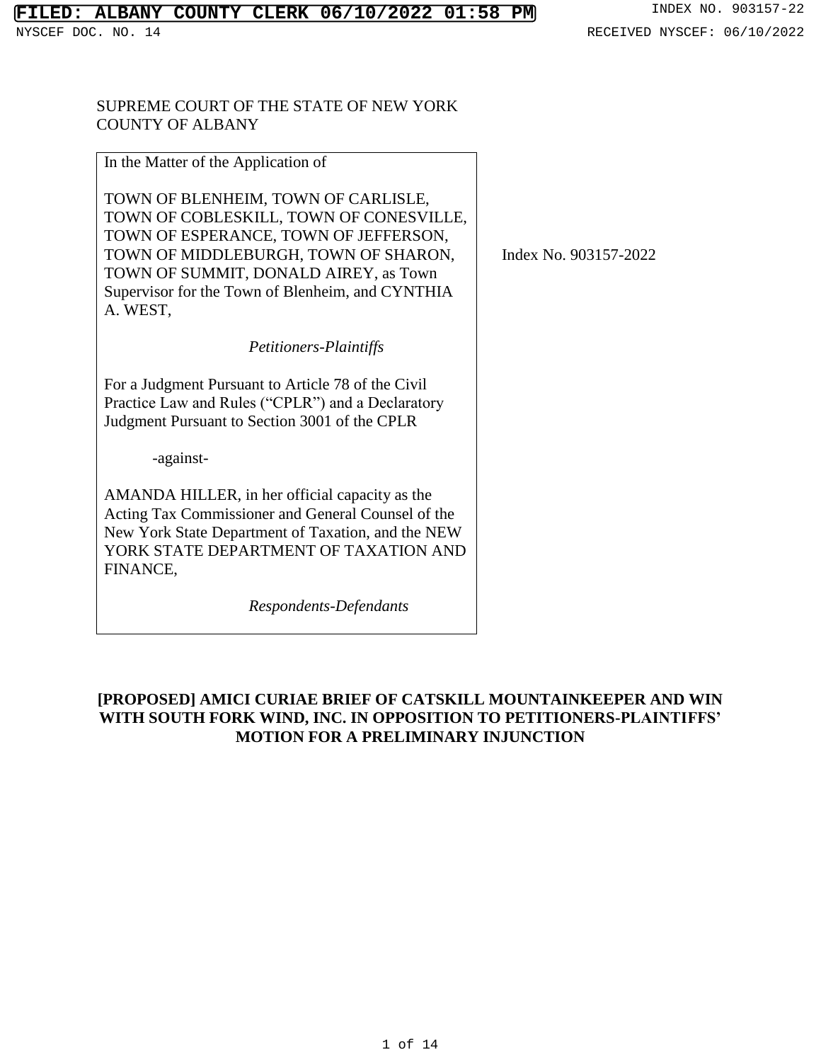FILED: ALBANY COUNTY CLERK 06/10/2022 01:58 PM

INDEX NO. 903157-22

NYSCEF DOC. NO. 14

RECEIVED NYSCEF: 06/10/2022

SUPREME COURT OF THE STATE OF NEW YORK
COUNTY OF ALBANY

In the Matter of the Application of

TOWN OF BLENHEIM, TOWN OF CARLISLE, TOWN OF COBLESKILL, TOWN OF CONESVILLE, TOWN OF ESPERANCE, TOWN OF JEFFERSON, TOWN OF MIDDLEBURGH, TOWN OF SHARON, TOWN OF SUMMIT, DONALD AIREY, as Town Supervisor for the Town of Blenheim, and CYNTHIA A. WEST,

*Petitioners-Plaintiffs*

For a Judgment Pursuant to Article 78 of the Civil Practice Law and Rules ("CPLR") and a Declaratory Judgment Pursuant to Section 3001 of the CPLR

-against-

AMANDA HILLER, in her official capacity as the Acting Tax Commissioner and General Counsel of the New York State Department of Taxation, and the NEW YORK STATE DEPARTMENT OF TAXATION AND FINANCE,

*Respondents-Defendants*

Index No. 903157-2022

**[PROPOSED] AMICI CURIAE BRIEF OF CATSKILL MOUNTAINKEEPER AND WIN WITH SOUTH FORK WIND, INC. IN OPPOSITION TO PETITIONERS-PLAINTIFFS' MOTION FOR A PRELIMINARY INJUNCTION**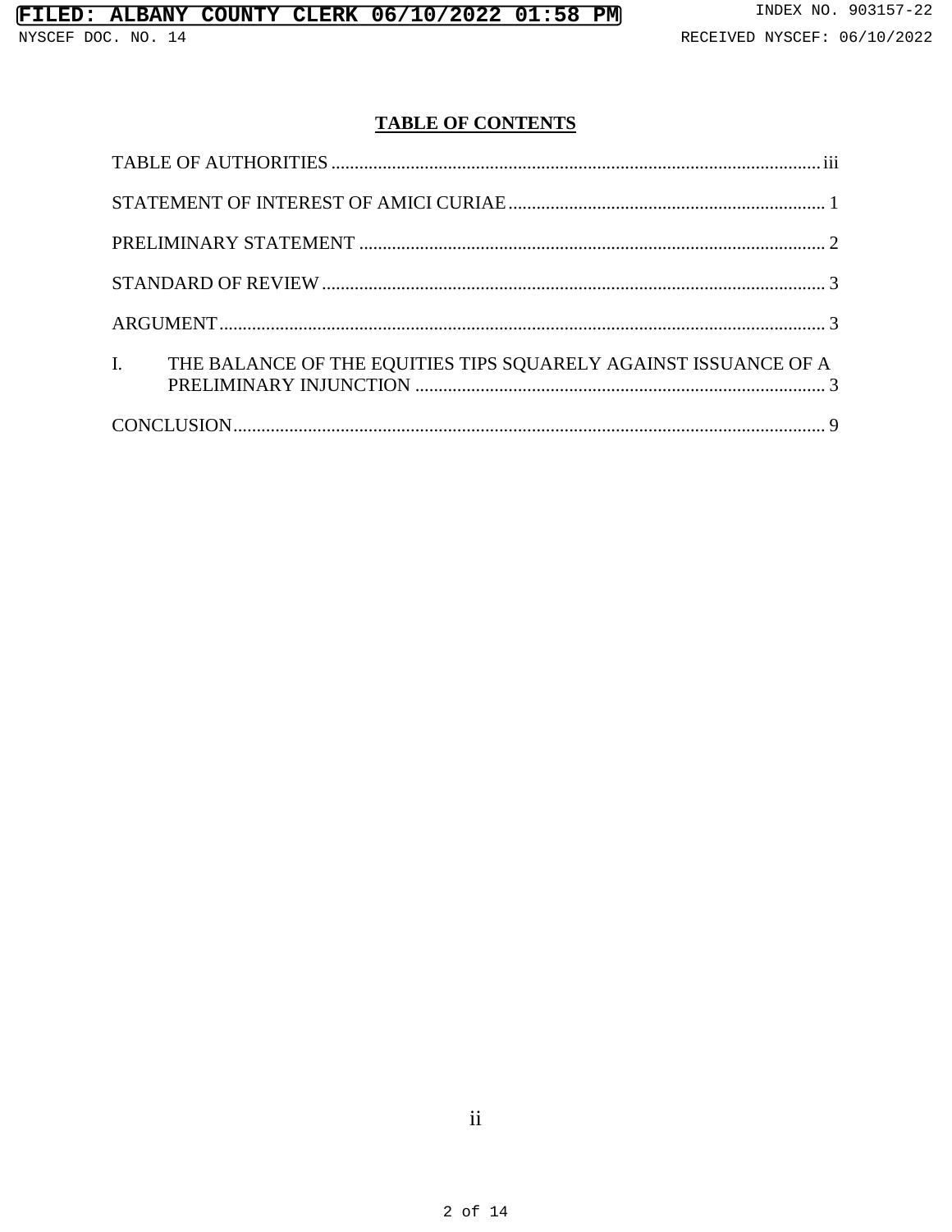## TABLE OF CONTENTS

TABLE OF AUTHORITIES ........................................................................................................ iii

STATEMENT OF INTEREST OF AMICI CURIAE .................................................................... 1

PRELIMINARY STATEMENT ................................................................................................... 2

STANDARD OF REVIEW ........................................................................................................... 3

ARGUMENT ................................................................................................................................. 3

I. THE BALANCE OF THE EQUITIES TIPS SQUARELY AGAINST ISSUANCE OF A PRELIMINARY INJUNCTION ........................................................................................ 3

CONCLUSION .............................................................................................................................. 9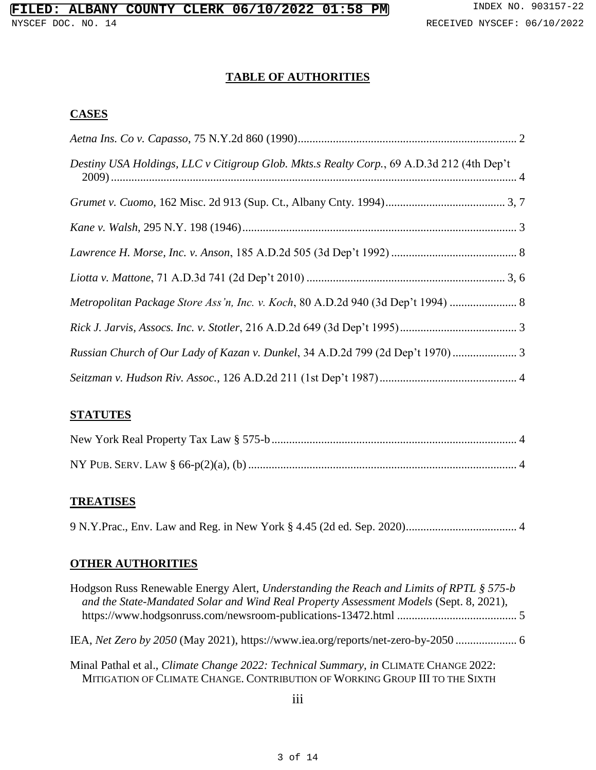# TABLE OF AUTHORITIES

## CASES

*Aetna Ins. Co v. Capasso*, 75 N.Y.2d 860 (1990)............................................................................ 2

*Destiny USA Holdings, LLC v Citigroup Glob. Mkts.s Realty Corp.*, 69 A.D.3d 212 (4th Dep't 2009).............................................................................................................................................. 4

*Grumet v. Cuomo*, 162 Misc. 2d 913 (Sup. Ct., Albany Cnty. 1994)......................................... 3, 7

*Kane v. Walsh*, 295 N.Y. 198 (1946).............................................................................................. 3

*Lawrence H. Morse, Inc. v. Anson*, 185 A.D.2d 505 (3d Dep't 1992) ........................................... 8

*Liotta v. Mattone*, 71 A.D.3d 741 (2d Dep't 2010) .................................................................... 3, 6

*Metropolitan Package Store Ass'n, Inc. v. Koch*, 80 A.D.2d 940 (3d Dep't 1994) ....................... 8

*Rick J. Jarvis, Assocs. Inc. v. Stotler*, 216 A.D.2d 649 (3d Dep't 1995)......................................... 3

*Russian Church of Our Lady of Kazan v. Dunkel*, 34 A.D.2d 799 (2d Dep't 1970)...................... 3

*Seitzman v. Hudson Riv. Assoc.*, 126 A.D.2d 211 (1st Dep't 1987)............................................... 4

## STATUTES

New York Real Property Tax Law § 575-b.................................................................................... 4

NY PUB. SERV. LAW § 66-p(2)(a), (b)............................................................................................ 4

## TREATISES

9 N.Y.Prac., Env. Law and Reg. in New York § 4.45 (2d ed. Sep. 2020)...................................... 4

## OTHER AUTHORITIES

Hodgson Russ Renewable Energy Alert, *Understanding the Reach and Limits of RPTL § 575-b and the State-Mandated Solar and Wind Real Property Assessment Models* (Sept. 8, 2021), https://www.hodgsonruss.com/newsroom-publications-13472.html .......................................... 5

IEA, *Net Zero by 2050* (May 2021), https://www.iea.org/reports/net-zero-by-2050 ..................... 6

Minal Pathal et al., *Climate Change 2022: Technical Summary*, *in* CLIMATE CHANGE 2022: MITIGATION OF CLIMATE CHANGE. CONTRIBUTION OF WORKING GROUP III TO THE SIXTH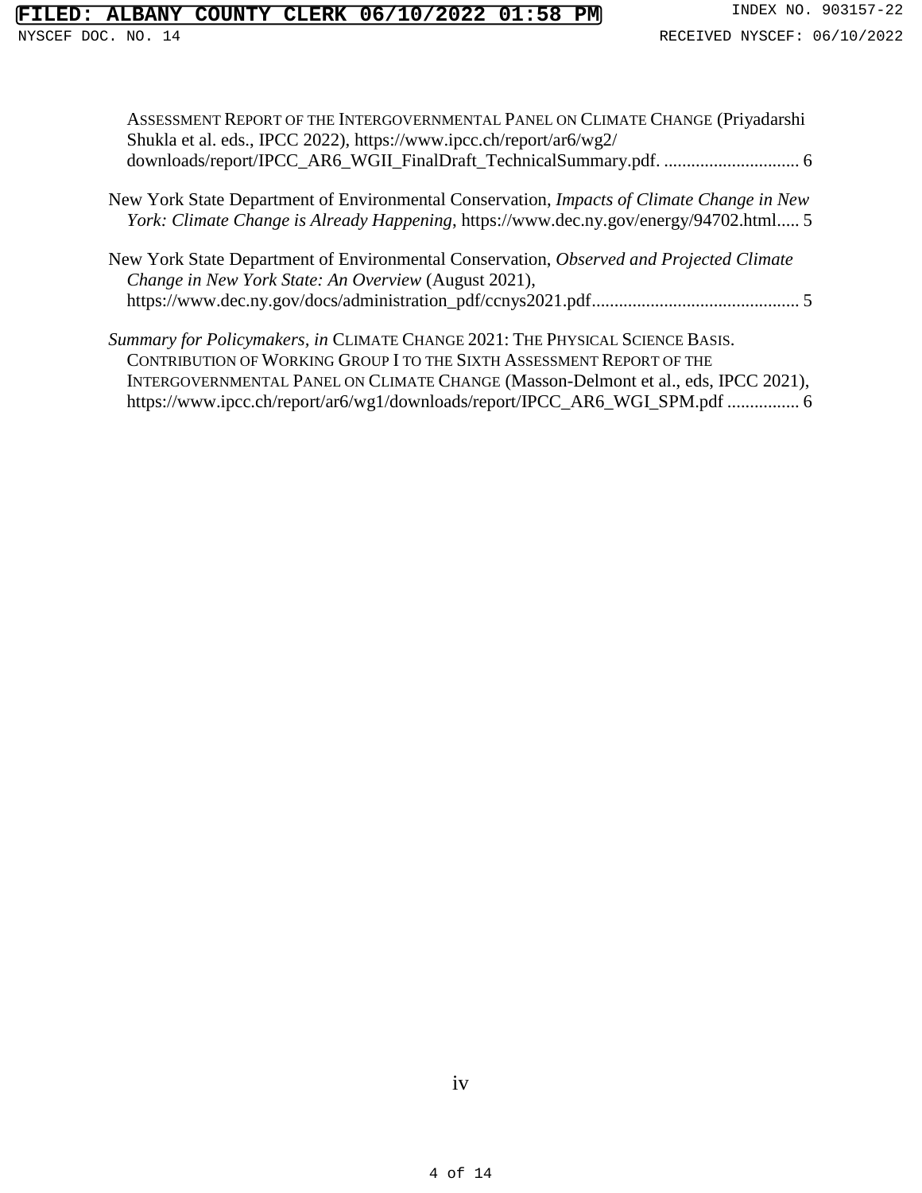ASSESSMENT REPORT OF THE INTERGOVERNMENTAL PANEL ON CLIMATE CHANGE (Priyadarshi Shukla et al. eds., IPCC 2022), https://www.ipcc.ch/report/ar6/wg2/downloads/report/IPCC_AR6_WGII_FinalDraft_TechnicalSummary.pdf. .............................. 6

New York State Department of Environmental Conservation, *Impacts of Climate Change in New York: Climate Change is Already Happening*, https://www.dec.ny.gov/energy/94702.html..... 5

New York State Department of Environmental Conservation, *Observed and Projected Climate Change in New York State: An Overview* (August 2021), https://www.dec.ny.gov/docs/administration_pdf/ccnys2021.pdf............................................. 5

*Summary for Policymakers, in* CLIMATE CHANGE 2021: THE PHYSICAL SCIENCE BASIS. CONTRIBUTION OF WORKING GROUP I TO THE SIXTH ASSESSMENT REPORT OF THE INTERGOVERNMENTAL PANEL ON CLIMATE CHANGE (Masson-Delmont et al., eds, IPCC 2021), https://www.ipcc.ch/report/ar6/wg1/downloads/report/IPCC_AR6_WGI_SPM.pdf ................ 6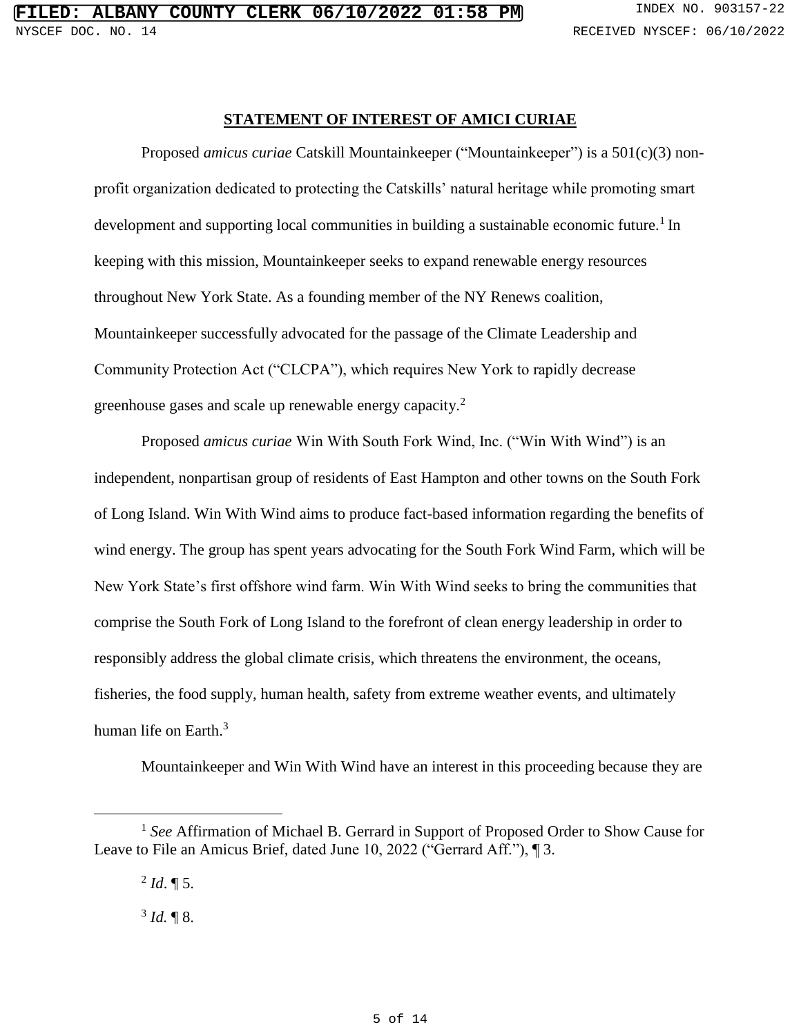## STATEMENT OF INTEREST OF AMICI CURIAE

Proposed *amicus curiae* Catskill Mountainkeeper ("Mountainkeeper") is a 501(c)(3) non-profit organization dedicated to protecting the Catskills' natural heritage while promoting smart development and supporting local communities in building a sustainable economic future.[1] In keeping with this mission, Mountainkeeper seeks to expand renewable energy resources throughout New York State. As a founding member of the NY Renews coalition, Mountainkeeper successfully advocated for the passage of the Climate Leadership and Community Protection Act ("CLCPA"), which requires New York to rapidly decrease greenhouse gases and scale up renewable energy capacity.[2]

Proposed *amicus curiae* Win With South Fork Wind, Inc. ("Win With Wind") is an independent, nonpartisan group of residents of East Hampton and other towns on the South Fork of Long Island. Win With Wind aims to produce fact-based information regarding the benefits of wind energy. The group has spent years advocating for the South Fork Wind Farm, which will be New York State's first offshore wind farm. Win With Wind seeks to bring the communities that comprise the South Fork of Long Island to the forefront of clean energy leadership in order to responsibly address the global climate crisis, which threatens the environment, the oceans, fisheries, the food supply, human health, safety from extreme weather events, and ultimately human life on Earth.[3]

Mountainkeeper and Win With Wind have an interest in this proceeding because they are

---

[1] *See* Affirmation of Michael B. Gerrard in Support of Proposed Order to Show Cause for Leave to File an Amicus Brief, dated June 10, 2022 ("Gerrard Aff."), ¶ 3.

[2] *Id*. ¶ 5.

[3] *Id.* ¶ 8.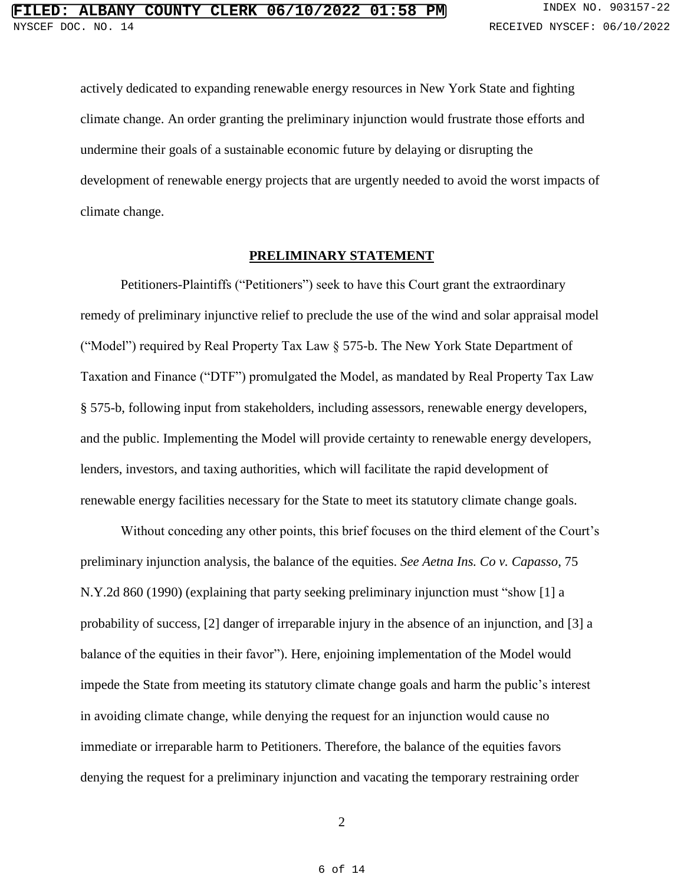actively dedicated to expanding renewable energy resources in New York State and fighting climate change. An order granting the preliminary injunction would frustrate those efforts and undermine their goals of a sustainable economic future by delaying or disrupting the development of renewable energy projects that are urgently needed to avoid the worst impacts of climate change.

## PRELIMINARY STATEMENT

Petitioners-Plaintiffs ("Petitioners") seek to have this Court grant the extraordinary remedy of preliminary injunctive relief to preclude the use of the wind and solar appraisal model ("Model") required by Real Property Tax Law § 575-b. The New York State Department of Taxation and Finance ("DTF") promulgated the Model, as mandated by Real Property Tax Law § 575-b, following input from stakeholders, including assessors, renewable energy developers, and the public. Implementing the Model will provide certainty to renewable energy developers, lenders, investors, and taxing authorities, which will facilitate the rapid development of renewable energy facilities necessary for the State to meet its statutory climate change goals.

Without conceding any other points, this brief focuses on the third element of the Court's preliminary injunction analysis, the balance of the equities. *See Aetna Ins. Co v. Capasso*, 75 N.Y.2d 860 (1990) (explaining that party seeking preliminary injunction must "show [1] a probability of success, [2] danger of irreparable injury in the absence of an injunction, and [3] a balance of the equities in their favor"). Here, enjoining implementation of the Model would impede the State from meeting its statutory climate change goals and harm the public's interest in avoiding climate change, while denying the request for an injunction would cause no immediate or irreparable harm to Petitioners. Therefore, the balance of the equities favors denying the request for a preliminary injunction and vacating the temporary restraining order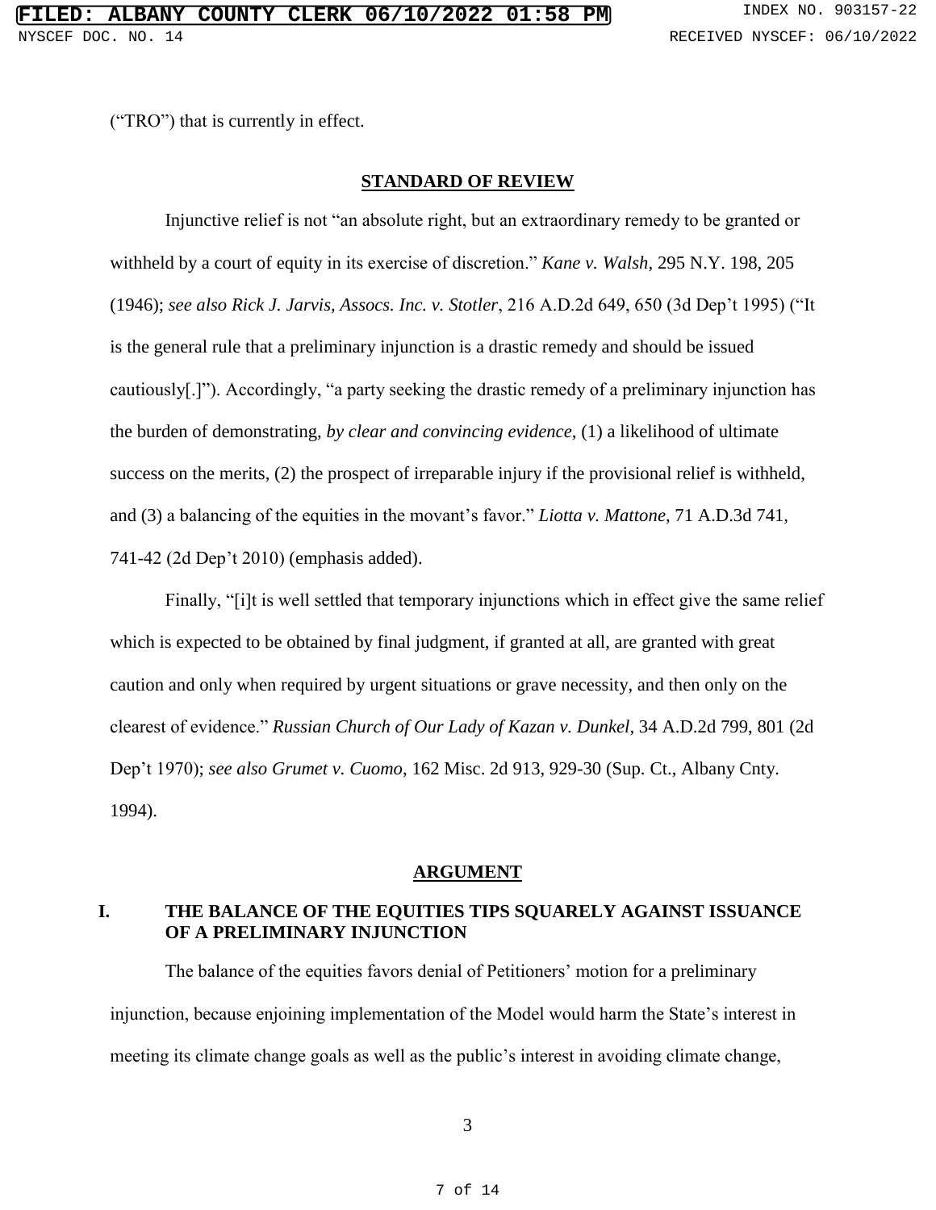("TRO") that is currently in effect.

## STANDARD OF REVIEW

Injunctive relief is not "an absolute right, but an extraordinary remedy to be granted or withheld by a court of equity in its exercise of discretion." *Kane v. Walsh*, 295 N.Y. 198, 205 (1946); *see also Rick J. Jarvis, Assocs. Inc. v. Stotler*, 216 A.D.2d 649, 650 (3d Dep't 1995) ("It is the general rule that a preliminary injunction is a drastic remedy and should be issued cautiously[.]"). Accordingly, "a party seeking the drastic remedy of a preliminary injunction has the burden of demonstrating, *by clear and convincing evidence*, (1) a likelihood of ultimate success on the merits, (2) the prospect of irreparable injury if the provisional relief is withheld, and (3) a balancing of the equities in the movant's favor." *Liotta v. Mattone*, 71 A.D.3d 741, 741-42 (2d Dep't 2010) (emphasis added).

Finally, "[i]t is well settled that temporary injunctions which in effect give the same relief which is expected to be obtained by final judgment, if granted at all, are granted with great caution and only when required by urgent situations or grave necessity, and then only on the clearest of evidence." *Russian Church of Our Lady of Kazan v. Dunkel*, 34 A.D.2d 799, 801 (2d Dep't 1970); *see also Grumet v. Cuomo*, 162 Misc. 2d 913, 929-30 (Sup. Ct., Albany Cnty. 1994).

## ARGUMENT

### I. THE BALANCE OF THE EQUITIES TIPS SQUARELY AGAINST ISSUANCE OF A PRELIMINARY INJUNCTION

The balance of the equities favors denial of Petitioners' motion for a preliminary injunction, because enjoining implementation of the Model would harm the State's interest in meeting its climate change goals as well as the public's interest in avoiding climate change,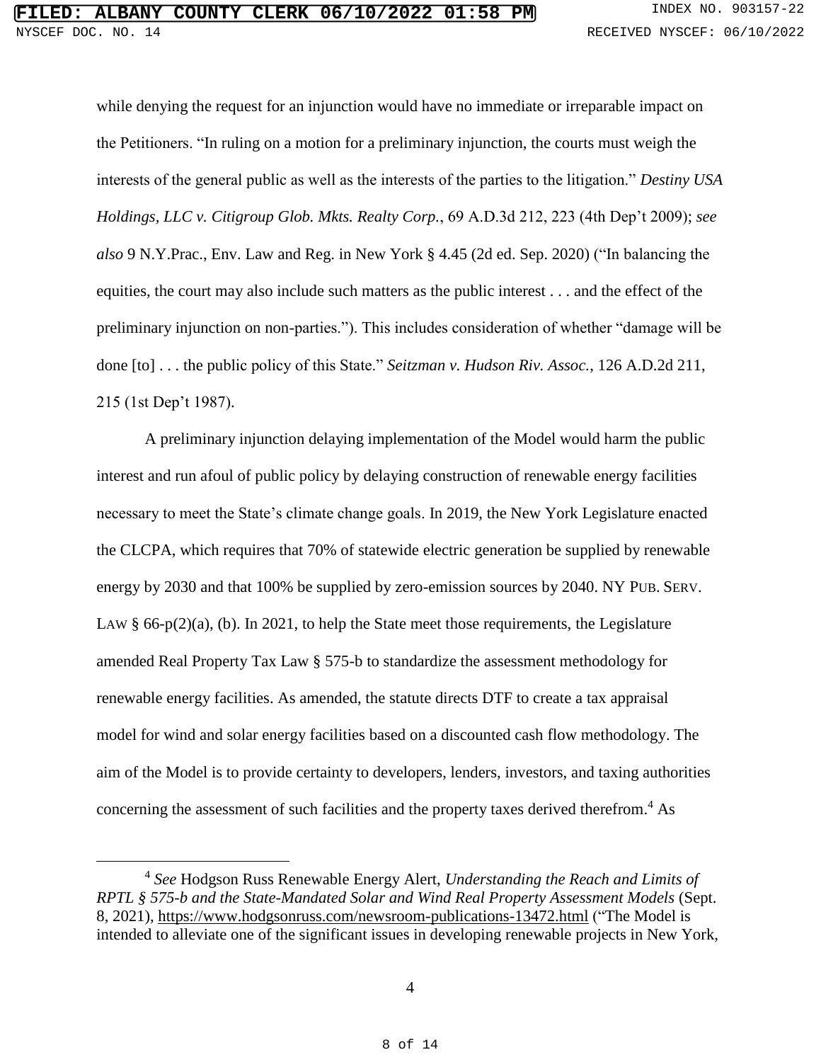while denying the request for an injunction would have no immediate or irreparable impact on the Petitioners. "In ruling on a motion for a preliminary injunction, the courts must weigh the interests of the general public as well as the interests of the parties to the litigation." *Destiny USA Holdings, LLC v. Citigroup Glob. Mkts. Realty Corp.*, 69 A.D.3d 212, 223 (4th Dep't 2009); *see also* 9 N.Y.Prac., Env. Law and Reg. in New York § 4.45 (2d ed. Sep. 2020) ("In balancing the equities, the court may also include such matters as the public interest . . . and the effect of the preliminary injunction on non-parties."). This includes consideration of whether "damage will be done [to] . . . the public policy of this State." *Seitzman v. Hudson Riv. Assoc.*, 126 A.D.2d 211, 215 (1st Dep't 1987).

A preliminary injunction delaying implementation of the Model would harm the public interest and run afoul of public policy by delaying construction of renewable energy facilities necessary to meet the State's climate change goals. In 2019, the New York Legislature enacted the CLCPA, which requires that 70% of statewide electric generation be supplied by renewable energy by 2030 and that 100% be supplied by zero-emission sources by 2040. NY PUB. SERV. LAW § 66-p(2)(a), (b). In 2021, to help the State meet those requirements, the Legislature amended Real Property Tax Law § 575-b to standardize the assessment methodology for renewable energy facilities. As amended, the statute directs DTF to create a tax appraisal model for wind and solar energy facilities based on a discounted cash flow methodology. The aim of the Model is to provide certainty to developers, lenders, investors, and taxing authorities concerning the assessment of such facilities and the property taxes derived therefrom.[4] As

[4] *See* Hodgson Russ Renewable Energy Alert, *Understanding the Reach and Limits of RPTL § 575-b and the State-Mandated Solar and Wind Real Property Assessment Models* (Sept. 8, 2021), https://www.hodgsonruss.com/newsroom-publications-13472.html ("The Model is intended to alleviate one of the significant issues in developing renewable projects in New York,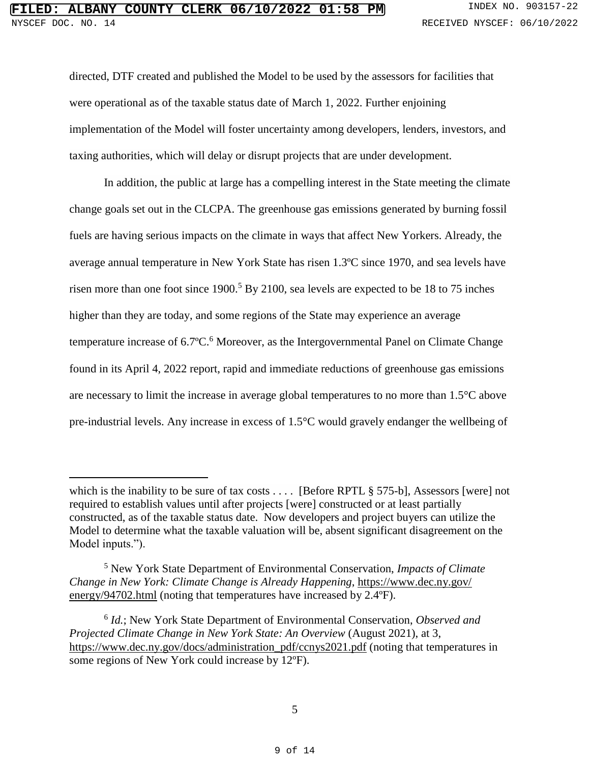directed, DTF created and published the Model to be used by the assessors for facilities that were operational as of the taxable status date of March 1, 2022. Further enjoining implementation of the Model will foster uncertainty among developers, lenders, investors, and taxing authorities, which will delay or disrupt projects that are under development.

In addition, the public at large has a compelling interest in the State meeting the climate change goals set out in the CLCPA. The greenhouse gas emissions generated by burning fossil fuels are having serious impacts on the climate in ways that affect New Yorkers. Already, the average annual temperature in New York State has risen 1.3ºC since 1970, and sea levels have risen more than one foot since 1900.[5] By 2100, sea levels are expected to be 18 to 75 inches higher than they are today, and some regions of the State may experience an average temperature increase of 6.7ºC.[6] Moreover, as the Intergovernmental Panel on Climate Change found in its April 4, 2022 report, rapid and immediate reductions of greenhouse gas emissions are necessary to limit the increase in average global temperatures to no more than 1.5°C above pre-industrial levels. Any increase in excess of 1.5°C would gravely endanger the wellbeing of

---

which is the inability to be sure of tax costs . . . . [Before RPTL § 575-b], Assessors [were] not required to establish values until after projects [were] constructed or at least partially constructed, as of the taxable status date. Now developers and project buyers can utilize the Model to determine what the taxable valuation will be, absent significant disagreement on the Model inputs.").

[5] New York State Department of Environmental Conservation, *Impacts of Climate Change in New York: Climate Change is Already Happening*, https://www.dec.ny.gov/energy/94702.html (noting that temperatures have increased by 2.4ºF).

[6] *Id.*; New York State Department of Environmental Conservation, *Observed and Projected Climate Change in New York State: An Overview* (August 2021), at 3, https://www.dec.ny.gov/docs/administration_pdf/ccnys2021.pdf (noting that temperatures in some regions of New York could increase by 12ºF).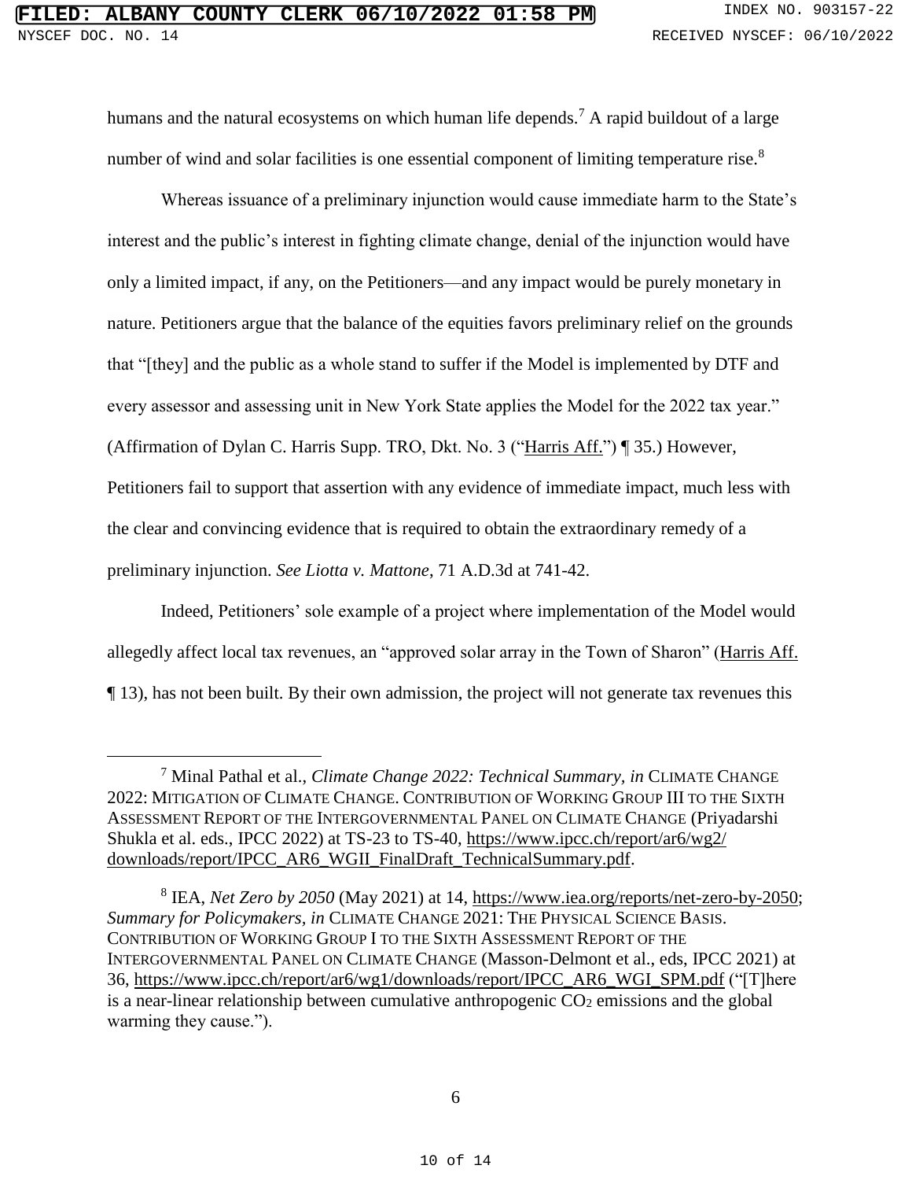humans and the natural ecosystems on which human life depends.[7] A rapid buildout of a large number of wind and solar facilities is one essential component of limiting temperature rise.[8]

Whereas issuance of a preliminary injunction would cause immediate harm to the State's interest and the public's interest in fighting climate change, denial of the injunction would have only a limited impact, if any, on the Petitioners—and any impact would be purely monetary in nature. Petitioners argue that the balance of the equities favors preliminary relief on the grounds that "[they] and the public as a whole stand to suffer if the Model is implemented by DTF and every assessor and assessing unit in New York State applies the Model for the 2022 tax year." (Affirmation of Dylan C. Harris Supp. TRO, Dkt. No. 3 ("Harris Aff.") ¶ 35.) However, Petitioners fail to support that assertion with any evidence of immediate impact, much less with the clear and convincing evidence that is required to obtain the extraordinary remedy of a preliminary injunction. *See Liotta v. Mattone*, 71 A.D.3d at 741-42.

Indeed, Petitioners' sole example of a project where implementation of the Model would allegedly affect local tax revenues, an "approved solar array in the Town of Sharon" (Harris Aff. ¶ 13), has not been built. By their own admission, the project will not generate tax revenues this

---

[7] Minal Pathal et al., *Climate Change 2022: Technical Summary*, *in* CLIMATE CHANGE 2022: MITIGATION OF CLIMATE CHANGE. CONTRIBUTION OF WORKING GROUP III TO THE SIXTH ASSESSMENT REPORT OF THE INTERGOVERNMENTAL PANEL ON CLIMATE CHANGE (Priyadarshi Shukla et al. eds., IPCC 2022) at TS-23 to TS-40, https://www.ipcc.ch/report/ar6/wg2/downloads/report/IPCC_AR6_WGII_FinalDraft_TechnicalSummary.pdf.

[8] IEA, *Net Zero by 2050* (May 2021) at 14, https://www.iea.org/reports/net-zero-by-2050; *Summary for Policymakers*, *in* CLIMATE CHANGE 2021: THE PHYSICAL SCIENCE BASIS. CONTRIBUTION OF WORKING GROUP I TO THE SIXTH ASSESSMENT REPORT OF THE INTERGOVERNMENTAL PANEL ON CLIMATE CHANGE (Masson-Delmont et al., eds, IPCC 2021) at 36, https://www.ipcc.ch/report/ar6/wg1/downloads/report/IPCC_AR6_WGI_SPM.pdf ("[T]here is a near-linear relationship between cumulative anthropogenic $CO_2$ emissions and the global warming they cause.").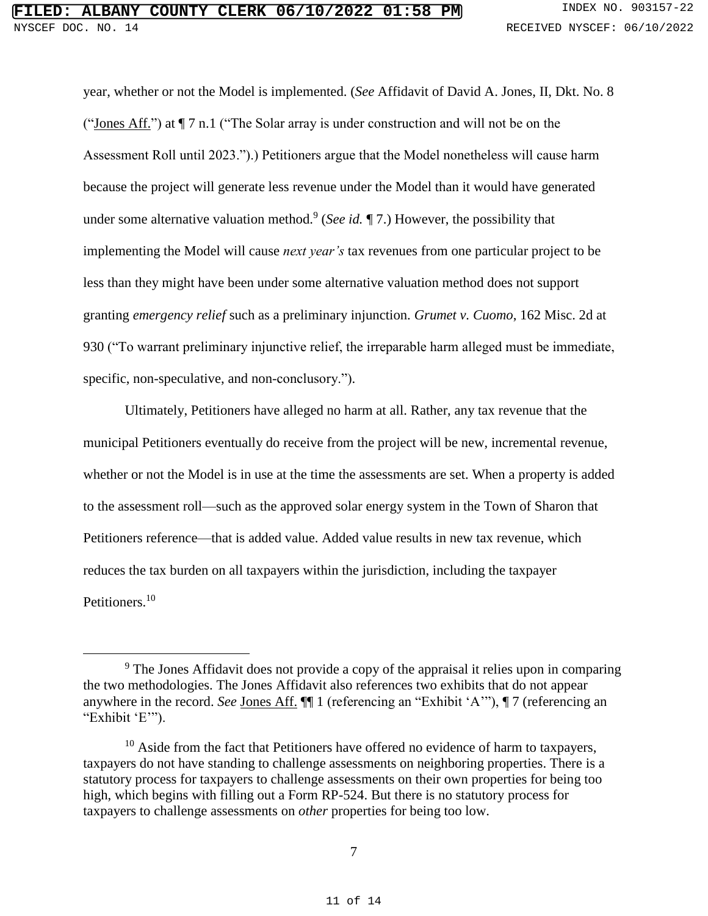year, whether or not the Model is implemented. (*See* Affidavit of David A. Jones, II, Dkt. No. 8 ("Jones Aff.") at ¶ 7 n.1 ("The Solar array is under construction and will not be on the Assessment Roll until 2023.").) Petitioners argue that the Model nonetheless will cause harm because the project will generate less revenue under the Model than it would have generated under some alternative valuation method.[9] (*See id.* ¶ 7.) However, the possibility that implementing the Model will cause *next year's* tax revenues from one particular project to be less than they might have been under some alternative valuation method does not support granting *emergency relief* such as a preliminary injunction. *Grumet v. Cuomo*, 162 Misc. 2d at 930 ("To warrant preliminary injunctive relief, the irreparable harm alleged must be immediate, specific, non-speculative, and non-conclusory.").

Ultimately, Petitioners have alleged no harm at all. Rather, any tax revenue that the municipal Petitioners eventually do receive from the project will be new, incremental revenue, whether or not the Model is in use at the time the assessments are set. When a property is added to the assessment roll—such as the approved solar energy system in the Town of Sharon that Petitioners reference—that is added value. Added value results in new tax revenue, which reduces the tax burden on all taxpayers within the jurisdiction, including the taxpayer Petitioners.[10]

---

[9] The Jones Affidavit does not provide a copy of the appraisal it relies upon in comparing the two methodologies. The Jones Affidavit also references two exhibits that do not appear anywhere in the record. *See* Jones Aff. ¶¶ 1 (referencing an "Exhibit 'A'"), ¶ 7 (referencing an "Exhibit 'E'").

[10] Aside from the fact that Petitioners have offered no evidence of harm to taxpayers, taxpayers do not have standing to challenge assessments on neighboring properties. There is a statutory process for taxpayers to challenge assessments on their own properties for being too high, which begins with filling out a Form RP-524. But there is no statutory process for taxpayers to challenge assessments on *other* properties for being too low.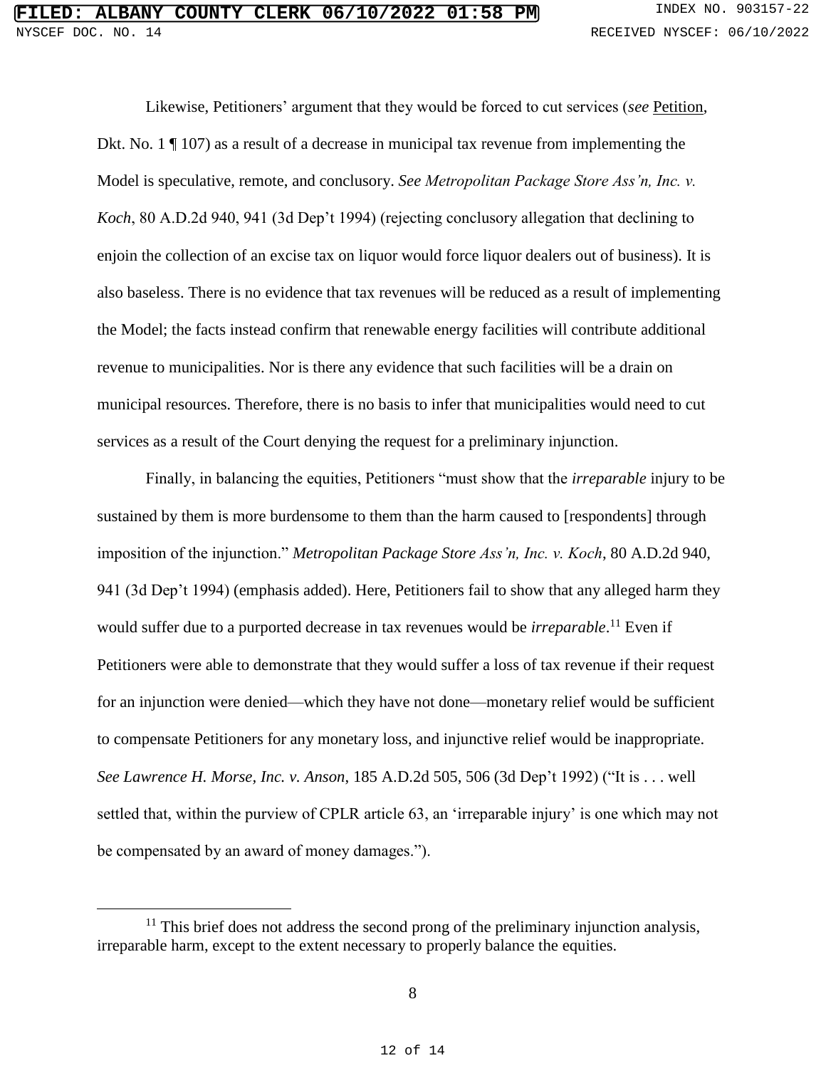Likewise, Petitioners' argument that they would be forced to cut services (*see* Petition, Dkt. No. 1 ¶ 107) as a result of a decrease in municipal tax revenue from implementing the Model is speculative, remote, and conclusory. *See Metropolitan Package Store Ass'n, Inc. v. Koch*, 80 A.D.2d 940, 941 (3d Dep't 1994) (rejecting conclusory allegation that declining to enjoin the collection of an excise tax on liquor would force liquor dealers out of business). It is also baseless. There is no evidence that tax revenues will be reduced as a result of implementing the Model; the facts instead confirm that renewable energy facilities will contribute additional revenue to municipalities. Nor is there any evidence that such facilities will be a drain on municipal resources. Therefore, there is no basis to infer that municipalities would need to cut services as a result of the Court denying the request for a preliminary injunction.

Finally, in balancing the equities, Petitioners "must show that the *irreparable* injury to be sustained by them is more burdensome to them than the harm caused to [respondents] through imposition of the injunction." *Metropolitan Package Store Ass'n, Inc. v. Koch*, 80 A.D.2d 940, 941 (3d Dep't 1994) (emphasis added). Here, Petitioners fail to show that any alleged harm they would suffer due to a purported decrease in tax revenues would be *irreparable*.[11] Even if Petitioners were able to demonstrate that they would suffer a loss of tax revenue if their request for an injunction were denied—which they have not done—monetary relief would be sufficient to compensate Petitioners for any monetary loss, and injunctive relief would be inappropriate. *See Lawrence H. Morse, Inc. v. Anson*, 185 A.D.2d 505, 506 (3d Dep't 1992) ("It is . . . well settled that, within the purview of CPLR article 63, an 'irreparable injury' is one which may not be compensated by an award of money damages.").

---

[11] This brief does not address the second prong of the preliminary injunction analysis, irreparable harm, except to the extent necessary to properly balance the equities.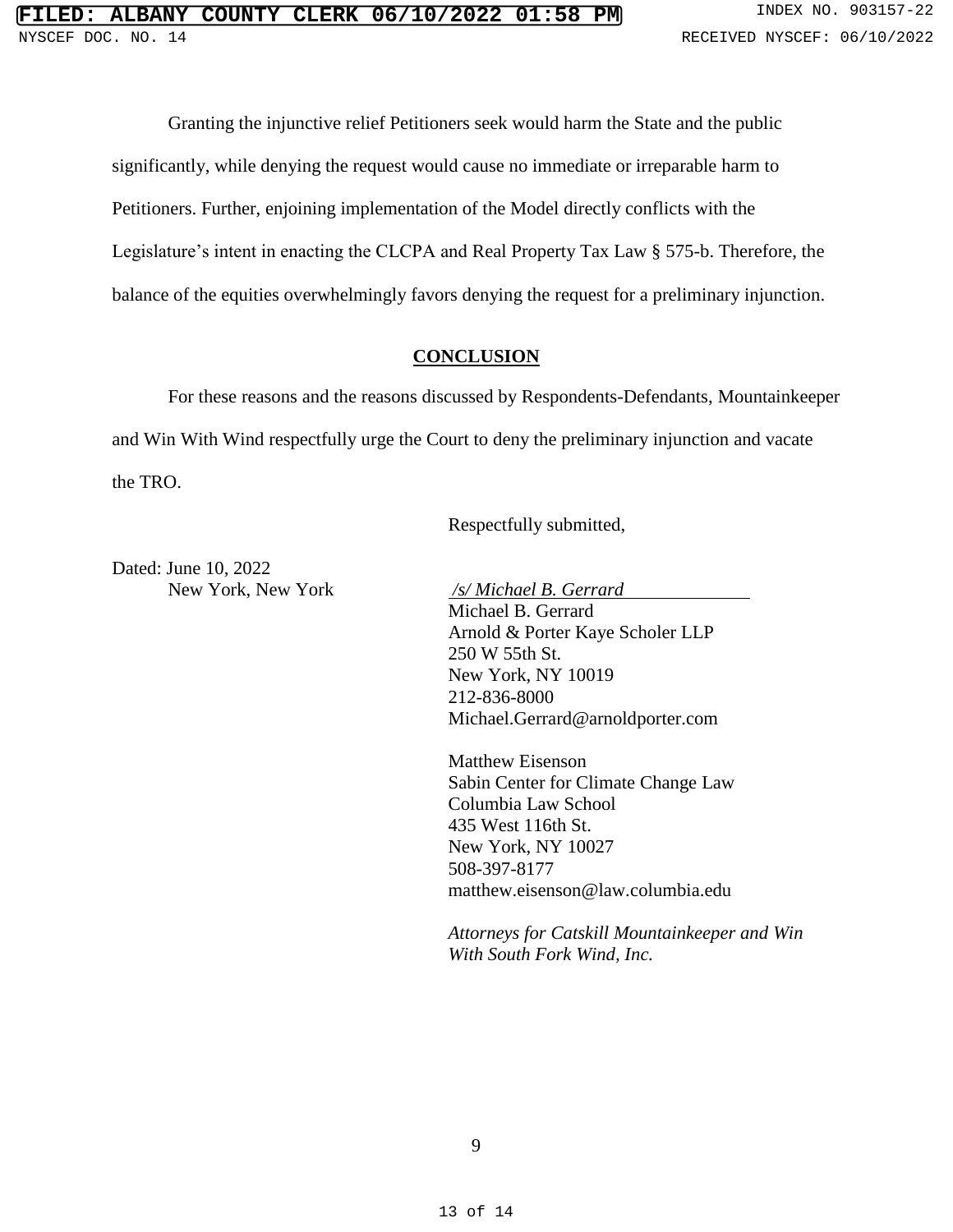Granting the injunctive relief Petitioners seek would harm the State and the public significantly, while denying the request would cause no immediate or irreparable harm to Petitioners. Further, enjoining implementation of the Model directly conflicts with the Legislature's intent in enacting the CLCPA and Real Property Tax Law § 575-b. Therefore, the balance of the equities overwhelmingly favors denying the request for a preliminary injunction.

## CONCLUSION

For these reasons and the reasons discussed by Respondents-Defendants, Mountainkeeper and Win With Wind respectfully urge the Court to deny the preliminary injunction and vacate the TRO.

Respectfully submitted,

Dated: June 10, 2022
New York, New York

*/s/ Michael B. Gerrard*
Michael B. Gerrard
Arnold & Porter Kaye Scholer LLP
250 W 55th St.
New York, NY 10019
212-836-8000
Michael.Gerrard@arnoldporter.com

Matthew Eisenson
Sabin Center for Climate Change Law
Columbia Law School
435 West 116th St.
New York, NY 10027
508-397-8177
matthew.eisenson@law.columbia.edu

*Attorneys for Catskill Mountainkeeper and Win With South Fork Wind, Inc.*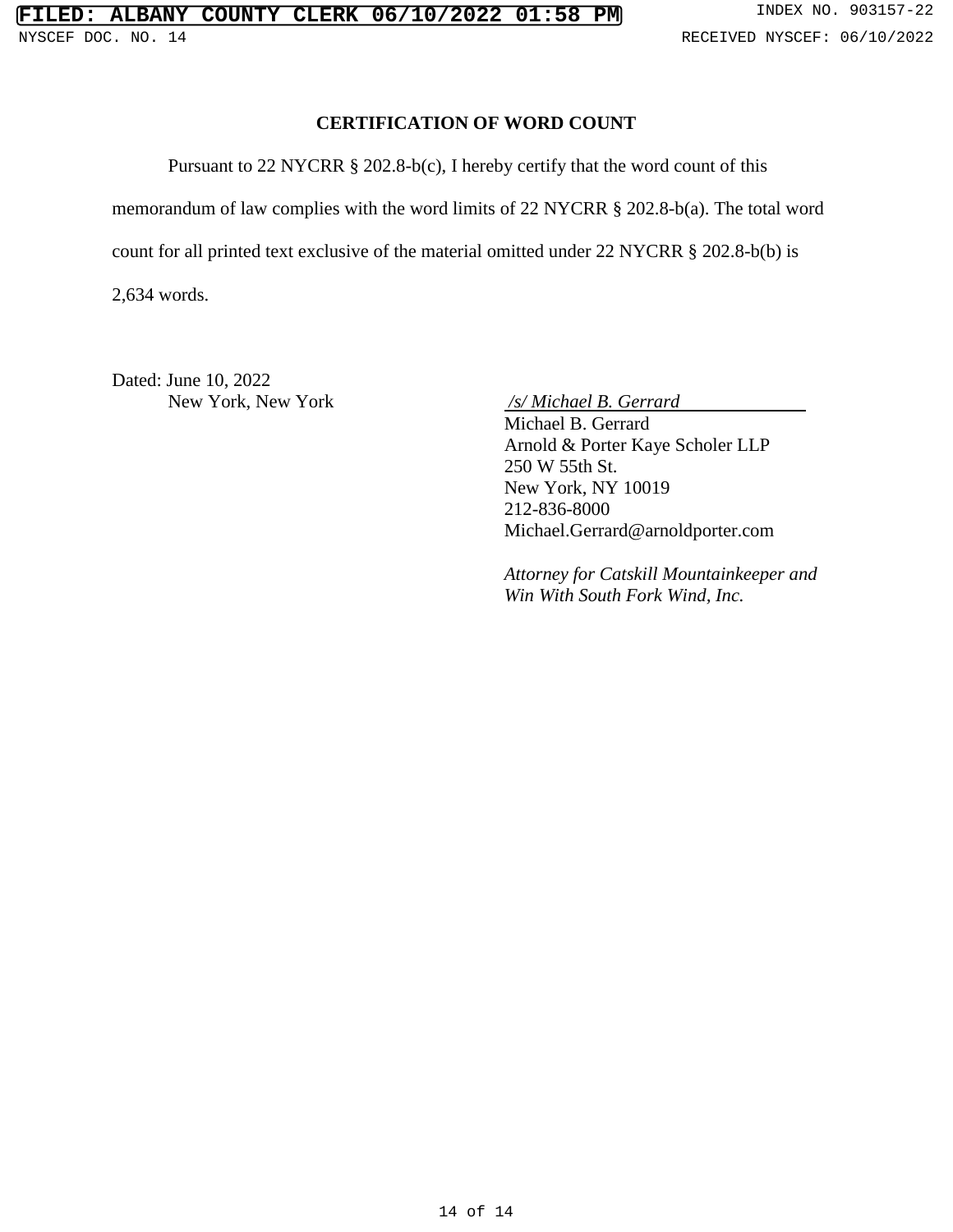## CERTIFICATION OF WORD COUNT

Pursuant to 22 NYCRR § 202.8-b(c), I hereby certify that the word count of this memorandum of law complies with the word limits of 22 NYCRR § 202.8-b(a). The total word count for all printed text exclusive of the material omitted under 22 NYCRR § 202.8-b(b) is 2,634 words.

Dated: June 10, 2022
New York, New York

*/s/ Michael B. Gerrard*
Michael B. Gerrard
Arnold & Porter Kaye Scholer LLP
250 W 55th St.
New York, NY 10019
212-836-8000
Michael.Gerrard@arnoldporter.com

*Attorney for Catskill Mountainkeeper and Win With South Fork Wind, Inc.*